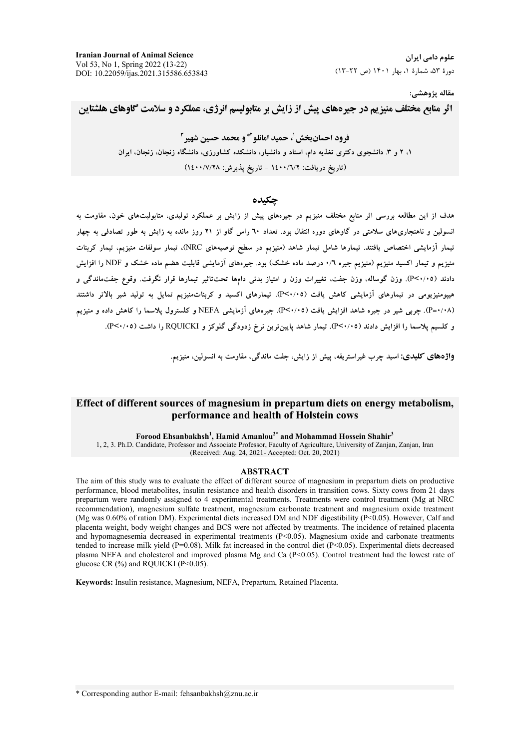مقاله پژوهشی:

# اثر منابع مختلف منیزیم در جیره‌های پیش از زایش بر متابولیسم انرژی، عملکرد و سلامت گاوهای هلشتاین

**فرود احسان‌بخش[1]، حمید امانلو[2]* و محمد حسین شهیر[3]**

۱، ۲ و ۳. دانشجوی دکتری تغذیه دام، استاد و دانشیار، دانشکده کشاورزی، دانشگاه زنجان، زنجان، ایران

(تاریخ دریافت: ۱۴۰۰/۶/۲ - تاریخ پذیرش: ۱۴۰۰/۷/۲۸)

## چکیده

هدف از این مطالعه بررسی اثر منابع مختلف منیزیم در جیره‌های پیش از زایش بر عملکرد تولیدی، متابولیت‌های خون، مقاومت به انسولین و ناهنجاری‌های سلامتی در گاوهای دوره انتقال بود. تعداد ۶۰ راس گاو از ۲۱ روز مانده به زایش به طور تصادفی به چهار تیمار آزمایشی اختصاص یافتند. تیمارها شامل تیمار شاهد (منیزیم در سطح توصیه‌های NRC)، تیمار سولفات منیزیم، تیمار کربنات منیزیم و تیمار اکسید منیزیم (منیزیم جیره ۰/۶ درصد ماده خشک) بود. جیره‌های آزمایشی قابلیت هضم ماده خشک و NDF را افزایش دادند (P<۰/۰۵). وزن گوساله، وزن جفت، تغییرات وزن و امتیاز بدنی دام‌ها تحت‌تاثیر تیمارها قرار نگرفت. وقوع جفت‌ماندگی و هیپومنیزیومی در تیمارهای آزمایشی کاهش یافت (P<۰/۰۵). تیمارهای اکسید و کربنات‌منیزیم تمایل به تولید شیر بالاتر داشتند (P=۰/۰۸). چربی شیر در جیره شاهد افزایش یافت (P<۰/۰۵). جیره‌های آزمایشی NEFA و کلسترول پلاسما را کاهش داده و منیزیم و کلسیم پلاسما را افزایش دادند (P<۰/۰۵). تیمار شاهد پایین‌ترین نرخ زدودگی گلوکز و RQUICKI را داشت (P<۰/۰۵).

**واژه‌های کلیدی:** اسید چرب غیراستریفه، پیش از زایش، جفت ماندگی، مقاومت به انسولین، منیزیم.

# Effect of different sources of magnesium in prepartum diets on energy metabolism, performance and health of Holstein cows

**Forood Ehsanbakhsh[1], Hamid Amanlou[2]* and Mohammad Hossein Shahir[3]**

1, 2, 3. Ph.D. Candidate, Professor and Associate Professor, Faculty of Agriculture, University of Zanjan, Zanjan, Iran

(Received: Aug. 24, 2021- Accepted: Oct. 20, 2021)

## ABSTRACT

The aim of this study was to evaluate the effect of different source of magnesium in prepartum diets on productive performance, blood metabolites, insulin resistance and health disorders in transition cows. Sixty cows from 21 days prepartum were randomly assigned to 4 experimental treatments. Treatments were control treatment (Mg at NRC recommendation), magnesium sulfate treatment, magnesium carbonate treatment and magnesium oxide treatment (Mg was 0.60% of ration DM). Experimental diets increased DM and NDF digestibility ($P<0.05$). However, Calf and placenta weight, body weight changes and BCS were not affected by treatments. The incidence of retained placenta and hypomagnesemia decreased in experimental treatments ($P<0.05$). Magnesium oxide and carbonate treatments tended to increase milk yield ($P=0.08$). Milk fat increased in the control diet ($P<0.05$). Experimental diets decreased plasma NEFA and cholesterol and improved plasma Mg and Ca ($P<0.05$). Control treatment had the lowest rate of glucose CR (%) and RQUICKI ($P<0.05$).

**Keywords:** Insulin resistance, Magnesium, NEFA, Prepartum, Retained Placenta.

* Corresponding author E-mail: fehsanbakhsh@znu.ac.ir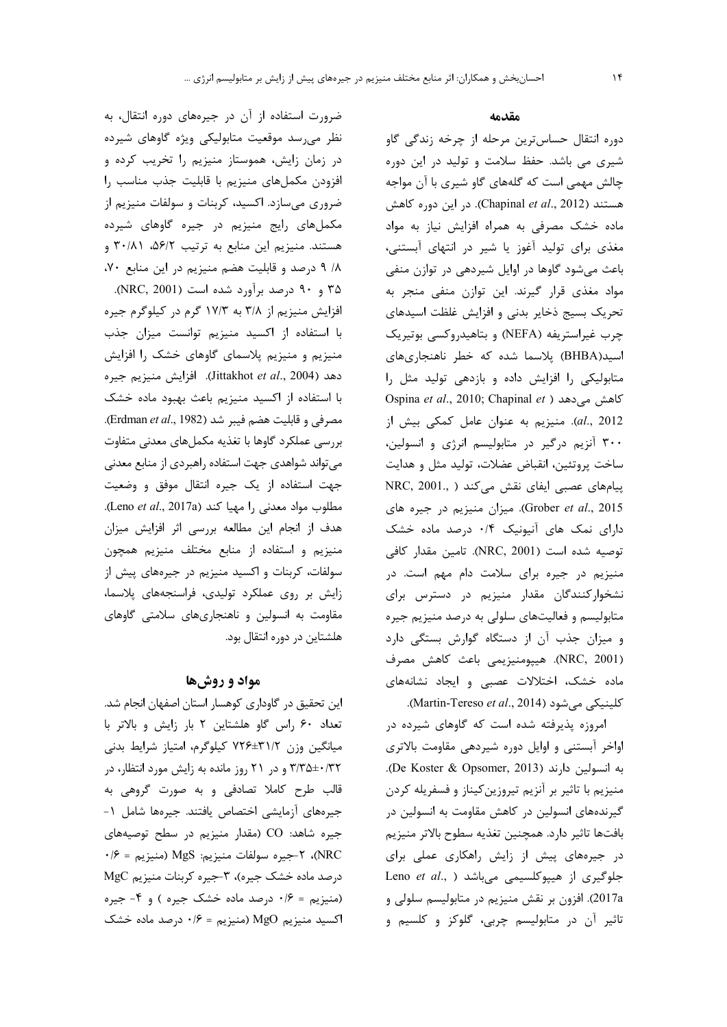## مقدمه

دوره انتقال حساس‌ترین مرحله از چرخه زندگی گاو شیری می باشد. حفظ سلامت و تولید در این دوره چالش مهمی است که گله‌های گاو شیری با آن مواجه هستند (Chapinal *et al*., 2012). در این دوره کاهش ماده خشک مصرفی به همراه افزایش نیاز به مواد مغذی برای تولید آغوز یا شیر در انتهای آبستنی، باعث می‌شود گاوها در اوایل شیردهی در توازن منفی مواد مغذی قرار گیرند. این توازن منفی منجر به تحریک بسیج ذخایر بدنی و افزایش غلظت اسیدهای چرب غیراستریفه (NEFA) و بتاهیدروکسی بوتیریک اسید(BHBA) پلاسما شده که خطر ناهنجاری‌های متابولیکی را افزایش داده و بازدهی تولید مثل را کاهش می‌دهد (Ospina *et al*., 2010; Chapinal *et al*., 2012). منیزیم به عنوان عامل کمکی بیش از ۳۰۰ آنزیم درگیر در متابولیسم انرژی و انسولین، ساخت پروتئین، انقباض عضلات، تولید مثل و هدایت پیام‌های عصبی ایفای نقش می‌کند (NRC, 2001., Grober *et al*., 2015). میزان منیزیم در جیره های دارای نمک های آنیونیک ۰/۴ درصد ماده خشک توصیه شده است (NRC, 2001). تامین مقدار کافی منیزیم در جیره برای سلامت دام مهم است. در نشخوارکنندگان مقدار منیزیم در دسترس برای متابولیسم و فعالیت‌های سلولی به درصد منیزیم جیره و میزان جذب آن از دستگاه گوارش بستگی دارد (NRC, 2001). هیپومنیزیمی باعث کاهش مصرف ماده خشک، اختلالات عصبی و ایجاد نشانه‌های کلینیکی می‌شود (Martin-Tereso *et al*., 2014).

امروزه پذیرفته شده است که گاوهای شیرده در اواخر آبستنی و اوایل دوره شیردهی مقاومت بالاتری به انسولین دارند (De Koster & Opsomer, 2013). منیزیم با تاثیر بر آنزیم تیروزین‌کیناز و فسفریله کردن گیرنده‌های انسولین در کاهش مقاومت به انسولین در بافت‌ها تاثیر دارد. همچنین تغذیه سطوح بالاتر منیزیم در جیره‌های پیش از زایش راهکاری عملی برای جلوگیری از هیپوکلسیمی می‌باشد (Leno *et al*., 2017a). افزون بر نقش منیزیم در متابولیسم سلولی و تاثیر آن در متابولیسم چربی، گلوکز و کلسیم و ضرورت استفاده از آن در جیره‌های دوره انتقال، به نظر می‌رسد موقعیت متابولیکی ویژه گاوهای شیرده در زمان زایش، هموستاز منیزیم را تخریب کرده و افزودن مکمل‌های منیزیم با قابلیت جذب مناسب را ضروری می‌سازد. اکسید، کربنات و سولفات منیزیم از مکمل‌های رایج منیزیم در جیره گاوهای شیرده هستند. منیزیم این منابع به ترتیب ۵۶/۲، ۳۰/۸۱ و ۹/۸ درصد و قابلیت هضم منیزیم در این منابع ۷۰، ۳۵ و ۹۰ درصد برآورد شده است (NRC, 2001).
افزایش منیزیم از ۳/۸ به ۱۷/۳ گرم در کیلوگرم جیره با استفاده از اکسید منیزیم توانست میزان جذب منیزیم و منیزیم پلاسمای گاوهای خشک را افزایش دهد (Jittakhot *et al*., 2004). افزایش منیزیم جیره با استفاده از اکسید منیزیم باعث بهبود ماده خشک مصرفی و قابلیت هضم فیبر شد (Erdman *et al*., 1982). بررسی عملکرد گاوها با تغذیه مکمل‌های معدنی متفاوت می‌تواند شواهدی جهت استفاده راهبردی از منابع معدنی جهت استفاده از یک جیره انتقال موفق و وضعیت مطلوب مواد معدنی را مهیا کند (Leno *et al*., 2017a).
هدف از انجام این مطالعه بررسی اثر افزایش میزان منیزیم و استفاده از منابع مختلف منیزیم همچون سولفات، کربنات و اکسید منیزیم در جیره‌های پیش از زایش بر روی عملکرد تولیدی، فراسنجه‌های پلاسما، مقاومت به انسولین و ناهنجاری‌های سلامتی گاوهای هلشتاین در دوره انتقال بود.

## مواد و روش‌ها

این تحقیق در گاوداری کوهسار استان اصفهان انجام شد. تعداد ۶۰ راس گاو هلشتاین ۲ بار زایش و بالاتر با میانگین وزن ۳۱/۲±۷۲۶ کیلوگرم، امتیاز شرایط بدنی ۰/۳۲±۳/۳۵ و در ۲۱ روز مانده به زایش مورد انتظار، در قالب طرح کاملا تصادفی و به صورت گروهی به جیره‌های آزمایشی اختصاص یافتند. جیره‌ها شامل ۱- جیره شاهد: CO (مقدار منیزیم در سطح توصیه‌های NRC)، ۲-جیره سولفات منیزیم: MgS (منیزیم = ۰/۶ درصد ماده خشک جیره)، ۳-جیره کربنات منیزیم MgC (منیزیم = ۰/۶ درصد ماده خشک جیره ) و ۴- جیره اکسید منیزیم MgO (منیزیم = ۰/۶ درصد ماده خشک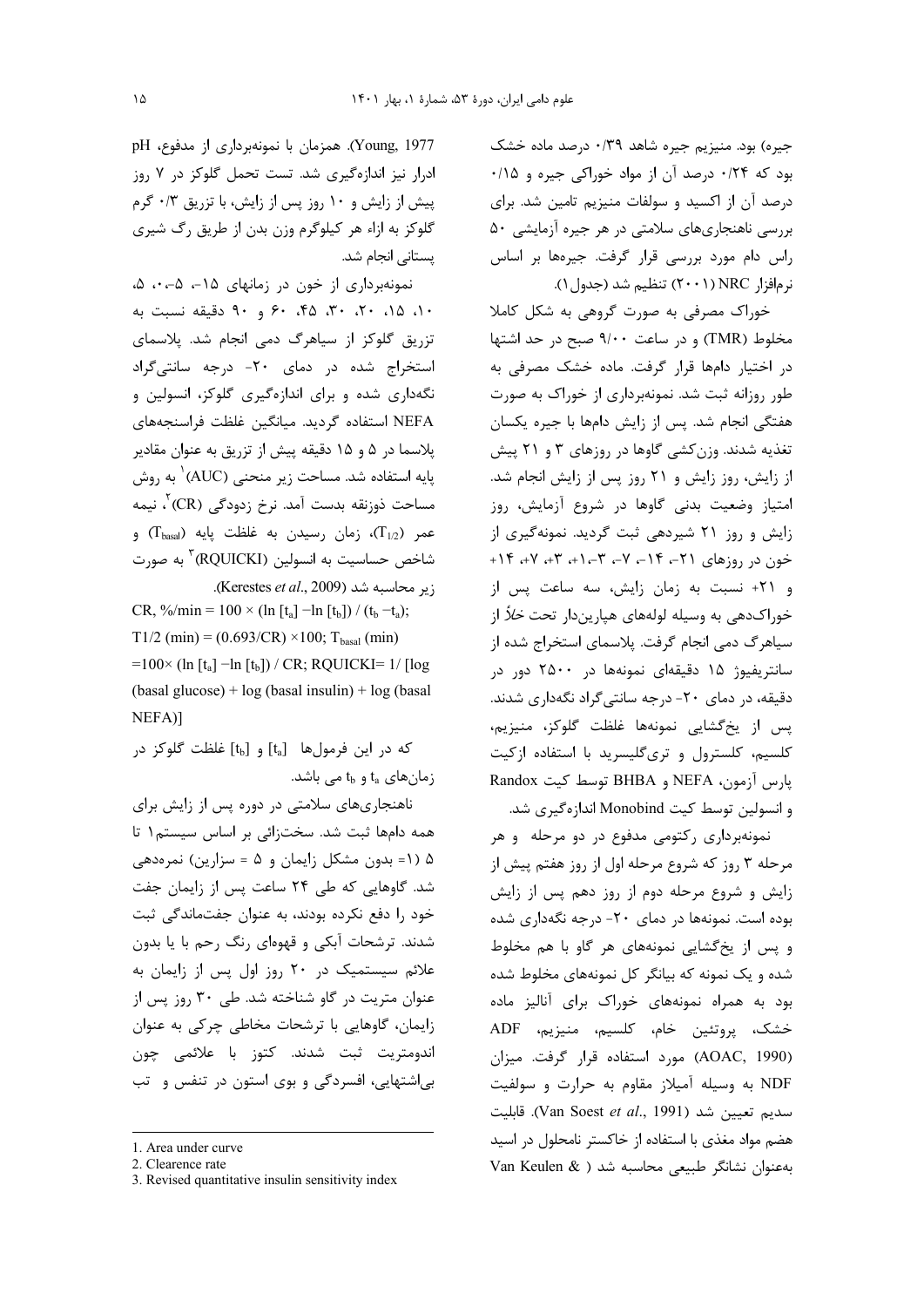جیره) بود. منیزیم جیره شاهد ۰/۳۹ درصد ماده خشک بود که ۰/۲۴ درصد آن از مواد خوراکی جیره و ۰/۱۵ درصد آن از اکسید و سولفات منیزیم تامین شد. برای بررسی ناهنجاری‌های سلامتی در هر جیره آزمایشی ۵۰ راس دام مورد بررسی قرار گرفت. جیره‌ها بر اساس نرم‌افزار NRC (۲۰۰۱) تنظیم شد (جدول ۱).

خوراک مصرفی به صورت گروهی به شکل کاملا مخلوط (TMR) و در ساعت ۹/۰۰ صبح در حد اشتها در اختیار دام‌ها قرار گرفت. ماده خشک مصرفی به طور روزانه ثبت شد. نمونه‌برداری از خوراک به صورت هفتگی انجام شد. پس از زایش دام‌ها با جیره یکسان تغذیه شدند. وزن‌کشی گاوها در روزهای ۳ و ۲۱ پیش از زایش، روز زایش و ۲۱ روز پس از زایش انجام شد. امتیاز وضعیت بدنی گاوها در شروع آزمایش، روز زایش و روز ۲۱ شیردهی ثبت گردید. نمونه‌گیری از خون در روزهای ۲۱-، ۱۴-، ۷-، ۳-،۱+، ۳+، ۷+، ۱۴+ و ۲۱+ نسبت به زمان زایش، سه ساعت پس از خوراک‌دهی به وسیله لوله‌های هپارین‌دار تحت خلأ از سیاهرگ دمی انجام گرفت. پلاسمای استخراج شده از سانتریفیوژ ۱۵ دقیقه‌ای نمونه‌ها در ۲۵۰۰ دور در دقیقه، در دمای ۲۰- درجه سانتی‌گراد نگه‌داری شدند. پس از یخ‌گشایی نمونه‌ها غلظت گلوکز، منیزیم، کلسیم، کلسترول و تری‌گلیسرید با استفاده ازکیت پارس آزمون، NEFA و BHBA توسط کیت Randox و انسولین توسط کیت Monobind اندازه‌گیری شد.

نمونه‌برداری رکتومی مدفوع در دو مرحله و هر مرحله ۳ روز که شروع مرحله اول از روز هفتم پیش از زایش و شروع مرحله دوم از روز دهم پس از زایش بوده است. نمونه‌ها در دمای ۲۰- درجه نگه‌داری شده و پس از یخ‌گشایی نمونه‌های هر گاو با هم مخلوط شده و یک نمونه که بیانگر کل نمونه‌های مخلوط شده بود به همراه نمونه‌های خوراک برای آنالیز ماده خشک، پروتئین خام، کلسیم، منیزیم، ADF (AOAC, 1990) مورد استفاده قرار گرفت. میزان NDF به وسیله آمیلاز مقاوم به حرارت و سولفیت سدیم تعیین شد (Van Soest *et al*., 1991). قابلیت هضم مواد مغذی با استفاده از خاکستر نامحلول در اسید به‌عنوان نشانگر طبیعی محاسبه شد ( Van Keulen & Young, 1977). همزمان با نمونه‌برداری از مدفوع، pH ادرار نیز اندازه‌گیری شد. تست تحمل گلوکز در ۷ روز پیش از زایش و ۱۰ روز پس از زایش، با تزریق ۰/۳ گرم گلوکز به ازاء هر کیلوگرم وزن بدن از طریق رگ شیری پستانی انجام شد.

نمونه‌برداری از خون در زمانهای ۱۵-، ۵-،۰، ۵، ۱۰، ۱۵، ۲۰، ۳۰، ۴۵، ۶۰ و ۹۰ دقیقه نسبت به تزریق گلوکز از سیاهرگ دمی انجام شد. پلاسمای استخراج شده در دمای ۲۰- درجه سانتی‌گراد نگه‌داری شده و برای اندازه‌گیری گلوکز، انسولین و NEFA استفاده گردید. میانگین غلظت فراسنجه‌های پلاسما در ۵ و ۱۵ دقیقه پیش از تزریق به عنوان مقادیر پایه استفاده شد. مساحت زیر منحنی (AUC)[1] به روش مساحت ذوزنقه بدست آمد. نرخ زدودگی (CR)[2]، نیمه عمر ($T_{1/2}$)، زمان رسیدن به غلظت پایه ($T_{basal}$) و شاخص حساسیت به انسولین (RQUICKI)[3] به صورت زیر محاسبه شد (Kerestes *et al*., 2009).

$$CR, \%/min = 100 \times (\ln [t_a] - \ln [t_b]) / (t_b - t_a);$$

$$T1/2\ (min) = (0.693/CR) \times 100;\ T_{basal}\ (min) = 100 \times (\ln [t_a] - \ln [t_b]) / CR;\ RQUICKI = 1/ [\log (basal\ glucose) + \log (basal\ insulin) + \log (basal\ NEFA)]$$

که در این فرمول‌ها $[t_a]$ و $[t_b]$ غلظت گلوکز در زمان‌های $t_a$ و $t_b$ می باشد.

ناهنجاری‌های سلامتی در دوره پس از زایش برای همه دام‌ها ثبت شد. سخت‌زائی بر اساس سیستم۱ تا ۵ (۱= بدون مشکل زایمان و ۵ = سزارین) نمره‌دهی شد. گاوهایی که طی ۲۴ ساعت پس از زایمان جفت خود را دفع نکرده بودند، به عنوان جفت‌ماندگی ثبت شدند. ترشحات آبکی و قهوه‌ای رنگ رحم با یا بدون علائم سیستمیک در ۲۰ روز اول پس از زایمان به عنوان متریت در گاو شناخته شد. طی ۳۰ روز پس از زایمان، گاوهایی با ترشحات مخاطی چرکی به عنوان اندومتریت ثبت شدند. کتوز با علائمی چون بی‌اشتهایی، افسردگی و بوی استون در تنفس و تب

1. Area under curve
2. Clearence rate
3. Revised quantitative insulin sensitivity index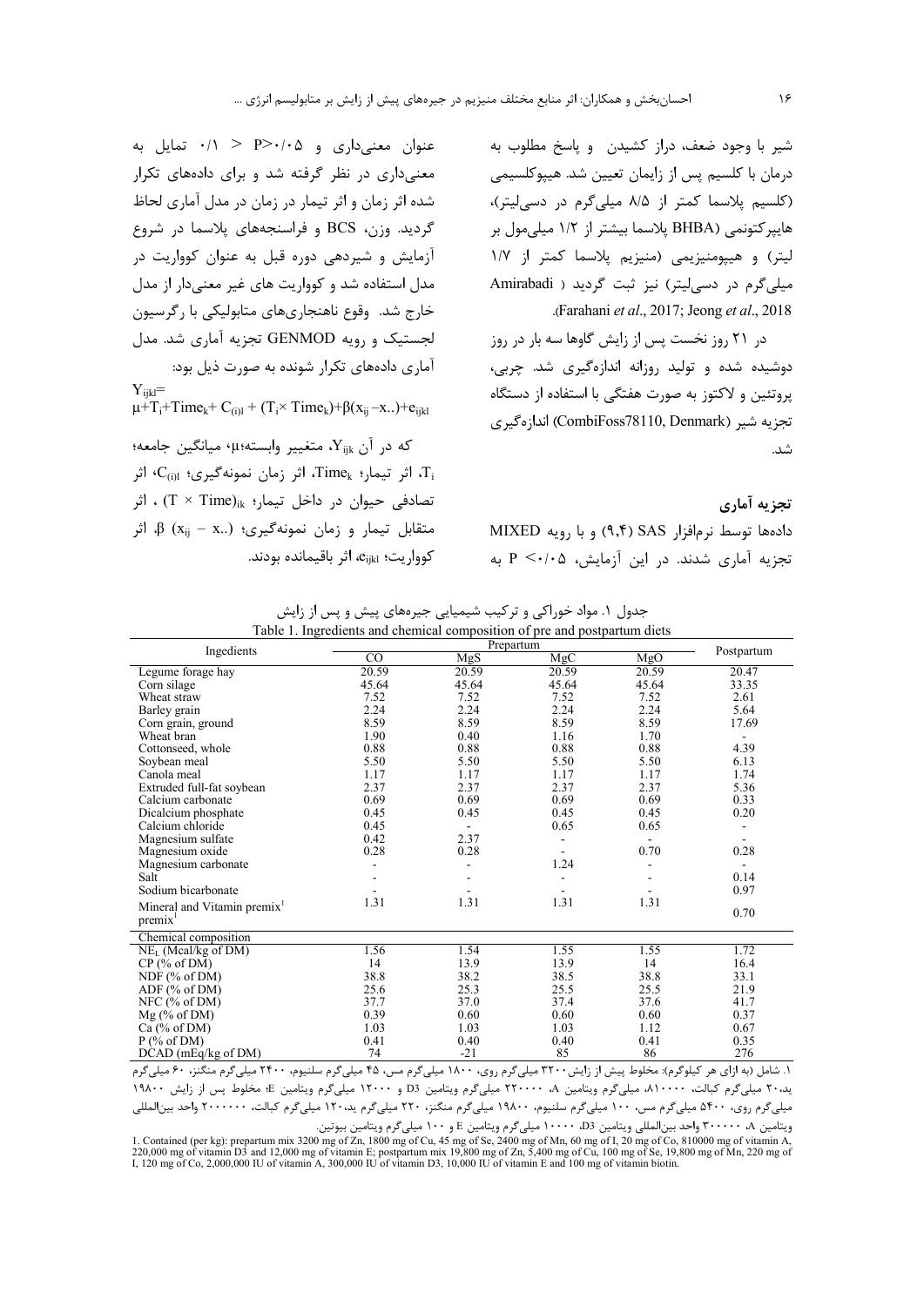شیر با وجود ضعف، دراز کشیدن و پاسخ مطلوب به درمان با کلسیم پس از زایمان تعیین شد. هیپوکلسیمی (کلسیم پلاسما کمتر از ۸/۵ میلی‌گرم در دسی‌لیتر)، هایپرکتونمی (BHBA پلاسما بیشتر از ۱/۲ میلی‌مول بر لیتر) و هیپومنیزیمی (منیزیم پلاسما کمتر از ۱/۷ میلی‌گرم در دسی‌لیتر) نیز ثبت گردید (Amirabadi Farahani *et al*., 2017; Jeong *et al*., 2018).

در ۲۱ روز نخست پس از زایش گاوها سه بار در روز دوشیده شده و تولید روزانه اندازه‌گیری شد. چربی، پروتئین و لاکتوز به صورت هفتگی با استفاده از دستگاه تجزیه شیر (CombiFoss78110, Denmark) اندازه‌گیری شد.

## تجزیه آماری

داده‌ها توسط نرم‌افزار SAS (۹،۴) و با رویه MIXED تجزیه آماری شدند. در این آزمایش، $P < 0.05$ به عنوان معنی‌داری و $0.05 < P < 0.1$ تمایل به معنی‌داری در نظر گرفته شد و برای داده‌های تکرار شده اثر زمان و اثر تیمار در زمان در مدل آماری لحاظ گردید. وزن، BCS و فراسنجه‌های پلاسما در شروع آزمایش و شیردهی دوره قبل به عنوان کوواریت در مدل استفاده شد و کوواریت های غیر معنی‌دار از مدل خارج شد. وقوع ناهنجاری‌های متابولیکی با رگرسیون لجستیک و رویه GENMOD تجزیه آماری شد. مدل آماری داده‌های تکرار شونده به صورت ذیل بود:

$$Y_{ijkl} = \mu + T_i + Time_k + C_{(i)l} + (T_i \times Time_k) + \beta(x_{ij} - x_{..}) + e_{ijkl}$$

که در آن $Y_{ijk}$، متغییر وابسته؛ $\mu$، میانگین جامعه؛ $T_i$، اثر تیمار؛ $Time_k$، اثر زمان نمونه‌گیری؛ $C_{(i)l}$، اثر تصادفی حیوان در داخل تیمار؛ $(T \times Time)_{ik}$، اثر متقابل تیمار و زمان نمونه‌گیری؛ $\beta$ $(x_{ij} - x_{..})$، اثر کوواریت؛ $e_{ijkl}$، اثر باقیمانده بودند.

جدول ۱. مواد خوراکی و ترکیب شیمیایی جیره‌های پیش و پس از زایش

Table 1. Ingredients and chemical composition of pre and postpartum diets

| Ingredients | Prepartum | | | | Postpartum |
|---|---|---|---|---|---|
| | CO | MgS | MgC | MgO | |
| Legume forage hay | 20.59 | 20.59 | 20.59 | 20.59 | 20.47 |
| Corn silage | 45.64 | 45.64 | 45.64 | 45.64 | 33.35 |
| Wheat straw | 7.52 | 7.52 | 7.52 | 7.52 | 2.61 |
| Barley grain | 2.24 | 2.24 | 2.24 | 2.24 | 5.64 |
| Corn grain, ground | 8.59 | 8.59 | 8.59 | 8.59 | 17.69 |
| Wheat bran | 1.90 | 0.40 | 1.16 | 1.70 | - |
| Cottonseed, whole | 0.88 | 0.88 | 0.88 | 0.88 | 4.39 |
| Soybean meal | 5.50 | 5.50 | 5.50 | 5.50 | 6.13 |
| Canola meal | 1.17 | 1.17 | 1.17 | 1.17 | 1.74 |
| Extruded full-fat soybean | 2.37 | 2.37 | 2.37 | 2.37 | 5.36 |
| Calcium carbonate | 0.69 | 0.69 | 0.69 | 0.69 | 0.33 |
| Dicalcium phosphate | 0.45 | 0.45 | 0.45 | 0.45 | 0.20 |
| Calcium chloride | 0.45 | - | 0.65 | 0.65 | - |
| Magnesium sulfate | 0.42 | 2.37 | - | - | - |
| Magnesium oxide | 0.28 | 0.28 | - | 0.70 | 0.28 |
| Magnesium carbonate | - | - | 1.24 | - | - |
| Salt | - | - | - | - | 0.14 |
| Sodium bicarbonate | - | - | - | - | 0.97 |
| Mineral and Vitamin premix[1] | 1.31 | 1.31 | 1.31 | 1.31 | |
| premix[1] | | | | | 0.70 |
| Chemical composition | | | | | |
| $NE_L$ (Mcal/kg of DM) | 1.56 | 1.54 | 1.55 | 1.55 | 1.72 |
| CP (% of DM) | 14 | 13.9 | 13.9 | 14 | 16.4 |
| NDF (% of DM) | 38.8 | 38.2 | 38.5 | 38.8 | 33.1 |
| ADF (% of DM) | 25.6 | 25.3 | 25.5 | 25.5 | 21.9 |
| NFC (% of DM) | 37.7 | 37.0 | 37.4 | 37.6 | 41.7 |
| Mg (% of DM) | 0.39 | 0.60 | 0.60 | 0.60 | 0.37 |
| Ca (% of DM) | 1.03 | 1.03 | 1.03 | 1.12 | 0.67 |
| P (% of DM) | 0.41 | 0.40 | 0.40 | 0.41 | 0.35 |
| DCAD (mEq/kg of DM) | 74 | -21 | 85 | 86 | 276 |

۱. شامل (به ازای هر کیلوگرم): مخلوط پیش از زایش ۳۲۰۰ میلی‌گرم روی، ۱۸۰۰ میلی‌گرم مس، ۴۵ میلی‌گرم سلنیوم، ۲۴۰۰ میلی‌گرم منگنز، ۶۰ میلی‌گرم ید،۲۰ میلی‌گرم کبالت، ۸۱۰۰۰۰، میلی‌گرم ویتامین A، ۲۲۰۰۰۰ میلی‌گرم ویتامین D3 و ۱۲۰۰۰ میلی‌گرم ویتامین E؛ مخلوط پس از زایش ۱۹۸۰۰ میلی‌گرم روی، ۵۴۰۰ میلی‌گرم مس، ۱۰۰ میلی‌گرم سلنیوم، ۱۹۸۰۰ میلی‌گرم منگنز، ۲۲۰ میلی‌گرم ید،۱۲۰ میلی‌گرم کبالت، ۲۰۰۰۰۰۰ واحد بین‌المللی ویتامین A، ۳۰۰۰۰۰ واحد بین‌المللی ویتامین D3، ۱۰۰۰۰ میلی‌گرم ویتامین E و ۱۰۰ میلی‌گرم ویتامین بیوتین.

1. Contained (per kg): prepartum mix 3200 mg of Zn, 1800 mg of Cu, 45 mg of Se, 2400 mg of Mn, 60 mg of I, 20 mg of Co, 810000 mg of vitamin A, 220,000 mg of vitamin D3 and 12,000 mg of vitamin E; postpartum mix 19,800 mg of Zn, 5,400 mg of Cu, 100 mg of Se, 19,800 mg of Mn, 220 mg of I, 120 mg of Co, 2,000,000 IU of vitamin A, 300,000 IU of vitamin D3, 10,000 IU of vitamin E and 100 mg of vitamin biotin.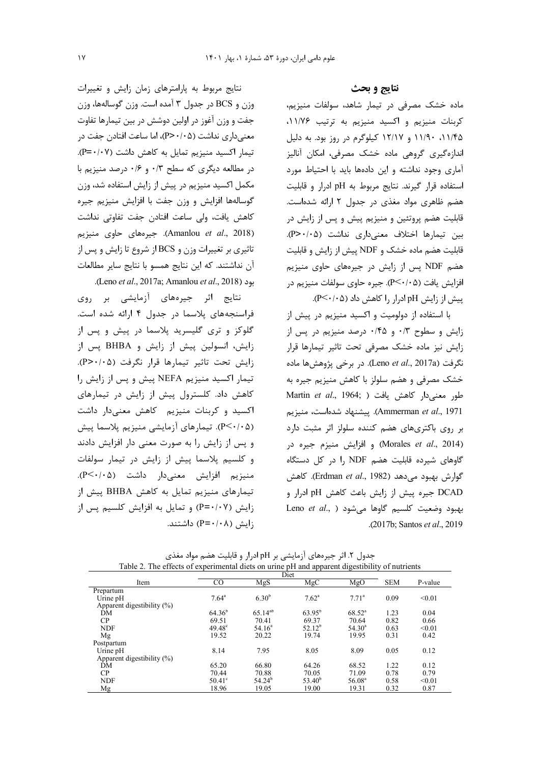## نتایج و بحث

ماده خشک مصرفی در تیمار شاهد، سولفات منیزیم، کربنات منیزیم و اکسید منیزیم به ترتیب ۱۱/۷۶، ۱۱/۴۵، ۱۱/۹۰ و ۱۲/۱۷ کیلوگرم در روز بود. به دلیل اندازه‌گیری گروهی ماده خشک مصرفی، امکان آنالیز آماری وجود نداشته و این داده‌ها باید با احتیاط مورد استفاده قرار گیرند. نتایج مربوط به pH ادرار و قابلیت هضم ظاهری مواد مغذی در جدول ۲ ارائه شده‌است. قابلیت هضم پروتئین و منیزیم پیش و پس از زایش در بین تیمارها اختلاف معنی‌داری نداشت (P>۰/۰۵). قابلیت هضم ماده خشک و NDF پیش از زایش و قابلیت هضم NDF پس از زایش در جیره‌های حاوی منیزیم افزایش یافت (P<۰/۰۵). جیره حاوی سولفات منیزیم در پیش از زایش pH ادرار را کاهش داد (P<۰/۰۵).

با استفاده از دولومیت و اکسید منیزیم در پیش از زایش و سطوح ۰/۳ و ۰/۴۵ درصد منیزیم در پس از زایش نیز ماده خشک مصرفی تحت تاثیر تیمارها قرار نگرفت (Leno *et al*., 2017a). در برخی پژوهش‌ها ماده خشک مصرفی و هضم سلولز با کاهش منیزیم جیره به طور معنی‌دار کاهش یافت (Martin *et al*., 1964; Ammerman *et al*., 1971). پیشنهاد شده‌است، منیزیم بر روی باکتری‌های هضم کننده سلولز اثر مثبت دارد (Morales *et al*., 2014) و افزایش منیزم جیره در گاوهای شیرده قابلیت هضم NDF را در کل دستگاه گوارش بهبود می‌دهد (Erdman *et al*., 1982). کاهش DCAD جیره پیش از زایش باعث کاهش pH ادرار و بهبود وضعیت کلسیم گاوها می‌شود (Leno *et al*., 2017b; Santos *et al*., 2019).

نتایج مربوط به پارامترهای زمان زایش و تغییرات وزن و BCS در جدول ۳ آمده است. وزن گوساله‌ها، وزن جفت و وزن آغوز در اولین دوشش در بین تیمارها تفاوت معنی‌داری نداشت (P>۰/۰۵)، اما ساعت افتادن جفت در تیمار اکسید منیزیم تمایل به کاهش داشت (P=۰/۰۷). در مطالعه دیگری که سطح ۰/۳ و ۰/۶ درصد منیزیم با مکمل اکسید منیزیم در پیش از زایش استفاده شد، وزن گوساله‌ها افزایش و وزن جفت با افزایش منیزیم جیره کاهش یافت، ولی ساعت افتادن جفت تفاوتی نداشت (Amanlou *et al*., 2018). جیره‌های حاوی منیزیم تاثیری بر تغییرات وزن و BCS از شروع تا زایش و پس از آن نداشتند. که این نتایج همسو با نتایج سایر مطالعات بود (Leno *et al*., 2017a; Amanlou *et al*., 2018).

نتایج اثر جیره‌های آزمایشی بر روی فراسنجه‌های پلاسما در جدول ۴ ارائه شده است. گلوکز و تری گلیسرید پلاسما در پیش و پس از زایش، انسولین پیش از زایش و BHBA پس از زایش تحت تاثیر تیمارها قرار نگرفت (P>۰/۰۵). تیمار اکسید منیزیم NEFA پیش و پس از زایش را کاهش داد. کلسترول پیش از زایش در تیمارهای اکسید و کربنات منیزیم کاهش معنی‌دار داشت (P<۰/۰۵). تیمارهای آزمایشی منیزیم پلاسما پیش و پس از زایش را به صورت معنی دار افزایش دادند و کلسیم پلاسما پیش از زایش در تیمار سولفات منیزیم افزایش معنی‌دار داشت (P<۰/۰۵). تیمارهای منیزیم تمایل به کاهش BHBA پیش از زایش (P=۰/۰۷) و تمایل به افزایش کلسیم پس از زایش (P=۰/۰۸) داشتند.

جدول ۲. اثر جیره‌های آزمایشی بر pH ادرار و قابلیت هضم مواد مغذی

Table 2. The effects of experimental diets on urine pH and apparent digestibility of nutrients

| Item | Diet | | | | | |
|---|---|---|---|---|---|---|
| | CO | MgS | MgC | MgO | SEM | P-value |
| Prepartum | | | | | | |
| Urine pH | 7.64[a] | 6.30[b] | 7.62[a] | 7.71[a] | 0.09 | <0.01 |
| Apparent digestibility (%) | | | | | | |
| DM | 64.36[b] | 65.14[ab] | 63.95[b] | 68.52[a] | 1.23 | 0.04 |
| CP | 69.51 | 70.41 | 69.37 | 70.64 | 0.82 | 0.66 |
| NDF | 49.48[c] | 54.16[a] | 52.17[b] | 54.30[a] | 0.63 | <0.01 |
| Mg | 19.52 | 20.22 | 19.74 | 19.95 | 0.31 | 0.42 |
| Postpartum | | | | | | |
| Urine pH | 8.14 | 7.95 | 8.05 | 8.09 | 0.05 | 0.12 |
| Apparent digestibility (%) | | | | | | |
| DM | 65.20 | 66.80 | 64.26 | 68.52 | 1.22 | 0.12 |
| CP | 70.44 | 70.88 | 70.05 | 71.09 | 0.78 | 0.79 |
| NDF | 50.41[c] | 54.24[b] | 53.40[b] | 56.08[a] | 0.58 | <0.01 |
| Mg | 18.96 | 19.05 | 19.00 | 19.31 | 0.32 | 0.87 |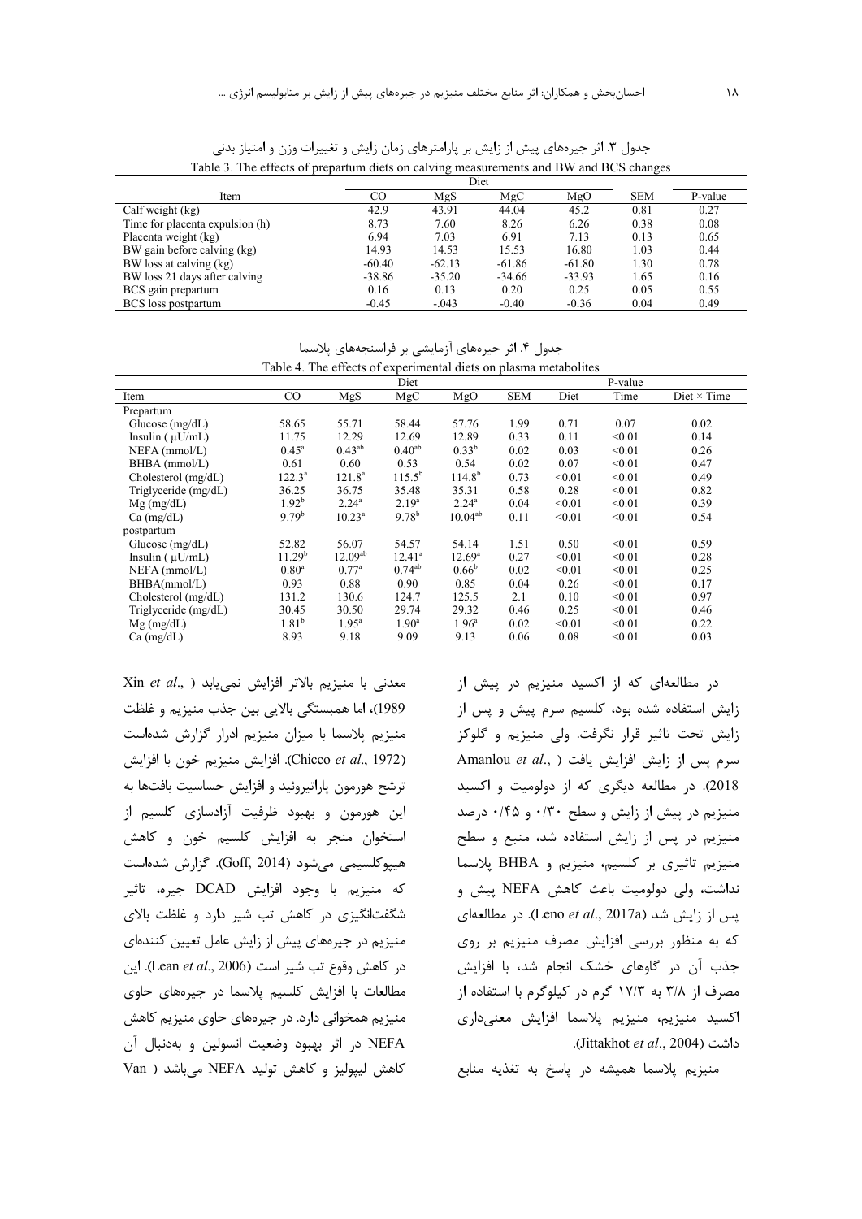جدول ۳. اثر جیره‌های پیش از زایش بر پارامترهای زمان زایش و تغییرات وزن و امتیاز بدنی

Table 3. The effects of prepartum diets on calving measurements and BW and BCS changes

| | Diet | | | | | |
|---|---|---|---|---|---|---|
| Item | CO | MgS | MgC | MgO | SEM | P-value |
| Calf weight (kg) | 42.9 | 43.91 | 44.04 | 45.2 | 0.81 | 0.27 |
| Time for placenta expulsion (h) | 8.73 | 7.60 | 8.26 | 6.26 | 0.38 | 0.08 |
| Placenta weight (kg) | 6.94 | 7.03 | 6.91 | 7.13 | 0.13 | 0.65 |
| BW gain before calving (kg) | 14.93 | 14.53 | 15.53 | 16.80 | 1.03 | 0.44 |
| BW loss at calving (kg) | -60.40 | -62.13 | -61.86 | -61.80 | 1.30 | 0.78 |
| BW loss 21 days after calving | -38.86 | -35.20 | -34.66 | -33.93 | 1.65 | 0.16 |
| BCS gain prepartum | 0.16 | 0.13 | 0.20 | 0.25 | 0.05 | 0.55 |
| BCS loss postpartum | -0.45 | -.043 | -0.40 | -0.36 | 0.04 | 0.49 |

جدول ۴. اثر جیره‌های آزمایشی بر فراسنجه‌های پلاسما

Table 4. The effects of experimental diets on plasma metabolites

| | Diet | | | | | P-value | | |
|---|---|---|---|---|---|---|---|---|
| Item | CO | MgS | MgC | MgO | SEM | Diet | Time | Diet × Time |
| Prepartum | | | | | | | | |
| Glucose (mg/dL) | 58.65 | 55.71 | 58.44 | 57.76 | 1.99 | 0.71 | 0.07 | 0.02 |
| Insulin ( µU/mL) | 11.75 | 12.29 | 12.69 | 12.89 | 0.33 | 0.11 | <0.01 | 0.14 |
| NEFA (mmol/L) | 0.45[a] | 0.43[ab] | 0.40[ab] | 0.33[b] | 0.02 | 0.03 | <0.01 | 0.26 |
| BHBA (mmol/L) | 0.61 | 0.60 | 0.53 | 0.54 | 0.02 | 0.07 | <0.01 | 0.47 |
| Cholesterol (mg/dL) | 122.3[a] | 121.8[a] | 115.5[b] | 114.8[b] | 0.73 | <0.01 | <0.01 | 0.49 |
| Triglyceride (mg/dL) | 36.25 | 36.75 | 35.48 | 35.31 | 0.58 | 0.28 | <0.01 | 0.82 |
| Mg (mg/dL) | 1.92[b] | 2.24[a] | 2.19[a] | 2.24[a] | 0.04 | <0.01 | <0.01 | 0.39 |
| Ca (mg/dL) | 9.79[b] | 10.23[a] | 9.78[b] | 10.04[ab] | 0.11 | <0.01 | <0.01 | 0.54 |
| postpartum | | | | | | | | |
| Glucose (mg/dL) | 52.82 | 56.07 | 54.57 | 54.14 | 1.51 | 0.50 | <0.01 | 0.59 |
| Insulin ( µU/mL) | 11.29[b] | 12.09[ab] | 12.41[a] | 12.69[a] | 0.27 | <0.01 | <0.01 | 0.28 |
| NEFA (mmol/L) | 0.80[a] | 0.77[a] | 0.74[ab] | 0.66[b] | 0.02 | <0.01 | <0.01 | 0.25 |
| BHBA(mmol/L) | 0.93 | 0.88 | 0.90 | 0.85 | 0.04 | 0.26 | <0.01 | 0.17 |
| Cholesterol (mg/dL) | 131.2 | 130.6 | 124.7 | 125.5 | 2.1 | 0.10 | <0.01 | 0.97 |
| Triglyceride (mg/dL) | 30.45 | 30.50 | 29.74 | 29.32 | 0.46 | 0.25 | <0.01 | 0.46 |
| Mg (mg/dL) | 1.81[b] | 1.95[a] | 1.90[a] | 1.96[a] | 0.02 | <0.01 | <0.01 | 0.22 |
| Ca (mg/dL) | 8.93 | 9.18 | 9.09 | 9.13 | 0.06 | 0.08 | <0.01 | 0.03 |

در مطالعه‌ای که از اکسید منیزیم در پیش از زایش استفاده شده بود، کلسیم سرم پیش و پس از زایش تحت تاثیر قرار نگرفت. ولی منیزیم و گلوکز سرم پس از زایش افزایش یافت (Amanlou *et al*., 2018). در مطالعه دیگری که از دولومیت و اکسید منیزیم در پیش از زایش و سطح ۰/۳۰ و ۰/۴۵ درصد منیزیم در پس از زایش استفاده شد، منبع و سطح منیزیم تاثیری بر کلسیم، منیزیم و BHBA پلاسما نداشت، ولی دولومیت باعث کاهش NEFA پیش و پس از زایش شد (Leno *et al*., 2017a). در مطالعه‌ای که به منظور بررسی افزایش مصرف منیزیم بر روی جذب آن در گاوهای خشک انجام شد، با افزایش مصرف از ۳/۸ به ۱۷/۳ گرم در کیلوگرم با استفاده از اکسید منیزیم، منیزیم پلاسما افزایش معنی‌داری داشت (Jittakhot *et al*., 2004).

منیزیم پلاسما همیشه در پاسخ به تغذیه منابع معدنی با منیزیم بالاتر افزایش نمی‌یابد (Xin *et al*., 1989)، اما همبستگی بالایی بین جذب منیزیم و غلظت منیزیم پلاسما با میزان منیزیم ادرار گزارش شده‌است (Chicco *et al*., 1972). افزایش منیزیم خون با افزایش ترشح هورمون پاراتیروئید و افزایش حساسیت بافت‌ها به این هورمون و بهبود ظرفیت آزادسازی کلسیم از استخوان منجر به افزایش کلسیم خون و کاهش هیپوکلسیمی می‌شود (Goff, 2014). گزارش شده‌است که منیزیم با وجود افزایش DCAD جیره، تاثیر شگفت‌انگیزی در کاهش تب شیر دارد و غلظت بالای منیزیم در جیره‌های پیش از زایش عامل تعیین کننده‌ای در کاهش وقوع تب شیر است (Lean *et al*., 2006). این مطالعات با افزایش کلسیم پلاسما در جیره‌های حاوی منیزیم همخوانی دارد. در جیره‌های حاوی منیزیم کاهش NEFA در اثر بهبود وضعیت انسولین و به‌دنبال آن کاهش لیپولیز و کاهش تولید NEFA می‌باشد (Van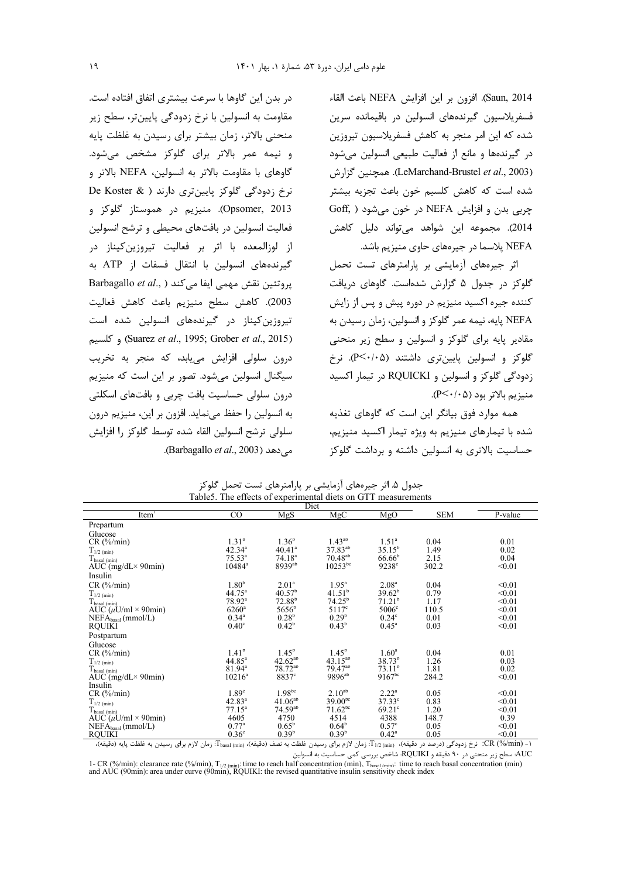Saun, 2014). افزون بر این افزایش NEFA باعث القاء فسفریلاسیون گیرنده‌های انسولین در باقیمانده سرین شده که این امر منجر به کاهش فسفریلاسیون تیروزین در گیرنده‌ها و مانع از فعالیت طبیعی انسولین می‌شود (LeMarchand-Brustel *et al*., 2003). همچنین گزارش شده است که کاهش کلسیم خون باعث تجزیه بیشتر چربی بدن و افزایش NEFA در خون می‌شود (Goff, 2014). مجموعه این شواهد می‌تواند دلیل کاهش NEFA پلاسما در جیره‌های حاوی منیزیم باشد.

اثر جیره‌های آزمایشی بر پارامترهای تست تحمل گلوکز در جدول ۵ گزارش شده‌است. گاوهای دریافت کننده جیره اکسید منیزیم در دوره پیش و پس از زایش NEFA پایه، نیمه عمر گلوکز و انسولین، زمان رسیدن به مقادیر پایه برای گلوکز و انسولین و سطح زیر منحنی گلوکز و انسولین پایین‌تری داشتند ($P<0.05$). نرخ زدودگی گلوکز و انسولین و RQUICKI در تیمار اکسید منیزیم بالاتر بود ($P<0.05$).

همه موارد فوق بیانگر این است که گاوهای تغذیه شده با تیمارهای منیزیم به ویژه تیمار اکسید منیزیم، حساسیت بالاتری به انسولین داشته و برداشت گلوکز در بدن این گاوها با سرعت بیشتری اتفاق افتاده است. مقاومت به انسولین با نرخ زدودگی پایین‌تر، سطح زیر منحنی بالاتر، زمان بیشتر برای رسیدن به غلظت پایه و نیمه عمر بالاتر برای گلوکز مشخص می‌شود. گاوهای با مقاومت بالاتر به انسولین، NEFA بالاتر و نرخ زدودگی گلوکز پایین‌تری دارند (De Koster & Opsomer, 2013). منیزیم در هموستاز گلوکز و فعالیت انسولین در بافت‌های محیطی و ترشح انسولین از لوزالمعده با اثر بر فعالیت تیروزین‌کیناز در گیرنده‌های انسولین با انتقال فسفات از ATP به پروتئین نقش مهمی ایفا می‌کند (Barbagallo *et al*., 2003). کاهش سطح منیزیم باعث کاهش فعالیت تیروزین‌کیناز در گیرنده‌های انسولین شده است (Suarez *et al*., 1995; Grober *et al*., 2015) و کلسیم درون سلولی افزایش می‌یابد، که منجر به تخریب سیگنال انسولین می‌شود. تصور بر این است که منیزیم درون سلولی حساسیت بافت چربی و بافت‌های اسکلتی به انسولین را حفظ می‌نماید. افزون بر این، منیزیم درون سلولی ترشح انسولین القاء شده توسط گلوکز را افزایش می‌دهد (Barbagallo *et al*., 2003).

جدول ۵. اثر جیره‌های آزمایشی بر پارامترهای تست تحمل گلوکز

Table5. The effects of experimental diets on GTT measurements

| Item[1] | Diet | | | | SEM | P-value |
|---|---|---|---|---|---|---|
| | CO | MgS | MgC | MgO | | |
| Prepartum | | | | | | |
| Glucose | | | | | | |
| CR (%/min) | 1.31[b] | 1.36[b] | 1.43[ab] | 1.51[a] | 0.04 | 0.01 |
| $T_{1/2\ (min)}$ | 42.34[a] | 40.41[a] | 37.83[ab] | 35.15[b] | 1.49 | 0.02 |
| $T_{basal\ (min)}$ | 75.53[a] | 74.18[a] | 70.48[ab] | 66.66[b] | 2.15 | 0.04 |
| AUC (mg/dL× 90min) | 10484[a] | 8939[ab] | 10253[bc] | 9238[c] | 302.2 | <0.01 |
| Insulin | | | | | | |
| CR (%/min) | 1.80[b] | 2.01[a] | 1.95[a] | 2.08[a] | 0.04 | <0.01 |
| $T_{1/2\ (min)}$ | 44.75[a] | 40.57[b] | 41.51[b] | 39.62[b] | 0.79 | <0.01 |
| $T_{basal\ (min)}$ | 78.92[a] | 72.88[b] | 74.25[b] | 71.21[b] | 1.17 | <0.01 |
| AUC ($\mu$U/ml × 90min) | 6260[a] | 5656[b] | 5117[c] | 5006[c] | 110.5 | <0.01 |
| $NEFA_{basal}$ (mmol/L) | 0.34[a] | 0.28[b] | 0.29[b] | 0.24[c] | 0.01 | <0.01 |
| RQUIKI | 0.40[c] | 0.42[b] | 0.43[b] | 0.45[a] | 0.03 | <0.01 |
| Postpartum | | | | | | |
| Glucose | | | | | | |
| CR (%/min) | 1.41[b] | 1.45[b] | 1.45[b] | 1.60[a] | 0.04 | 0.01 |
| $T_{1/2\ (min)}$ | 44.85[a] | 42.62[ab] | 43.15[ab] | 38.73[b] | 1.26 | 0.03 |
| $T_{basal\ (min)}$ | 81.94[a] | 78.72[ab] | 79.47[ab] | 73.11[b] | 1.81 | 0.02 |
| AUC (mg/dL× 90min) | 10216[a] | 8837[c] | 9896[ab] | 9167[bc] | 284.2 | <0.01 |
| Insulin | | | | | | |
| CR (%/min) | 1.89[c] | 1.98[bc] | 2.10[ab] | 2.22[a] | 0.05 | <0.01 |
| $T_{1/2\ (min)}$ | 42.83[a] | 41.06[ab] | 39.00[bc] | 37.33[c] | 0.83 | <0.01 |
| $T_{basal\ (min)}$ | 77.15[a] | 74.59[ab] | 71.62[bc] | 69.21[c] | 1.20 | <0.01 |
| AUC ($\mu$U/ml × 90min) | 4605 | 4750 | 4514 | 4388 | 148.7 | 0.39 |
| $NEFA_{basal}$ (mmol/L) | 0.77[a] | 0.65[b] | 0.64[b] | 0.57[c] | 0.05 | <0.01 |
| RQUIKI | 0.36[c] | 0.39[b] | 0.39[b] | 0.42[a] | 0.05 | <0.01 |

۱- CR (%/min): نرخ زدودگی (درصد در دقیقه)، $T_{1/2\ (min)}$: زمان لازم برای رسیدن غلظت به نصف (دقیقه)، $T_{basal\ (min)}$: زمان لازم برای رسیدن به غلظت پایه (دقیقه)، AUC: سطح زیر منحنی در ۹۰ دقیقه و RQUIKI: شاخص بررسی کمی حساسیت به انسولین

1- CR (%/min): clearance rate (%/min), $T_{1/2\ (min)}$: time to reach half concentration (min), $T_{basal\ (min)}$: time to reach basal concentration (min) and AUC (90min): area under curve (90min), RQUIKI: the revised quantitative insulin sensitivity check index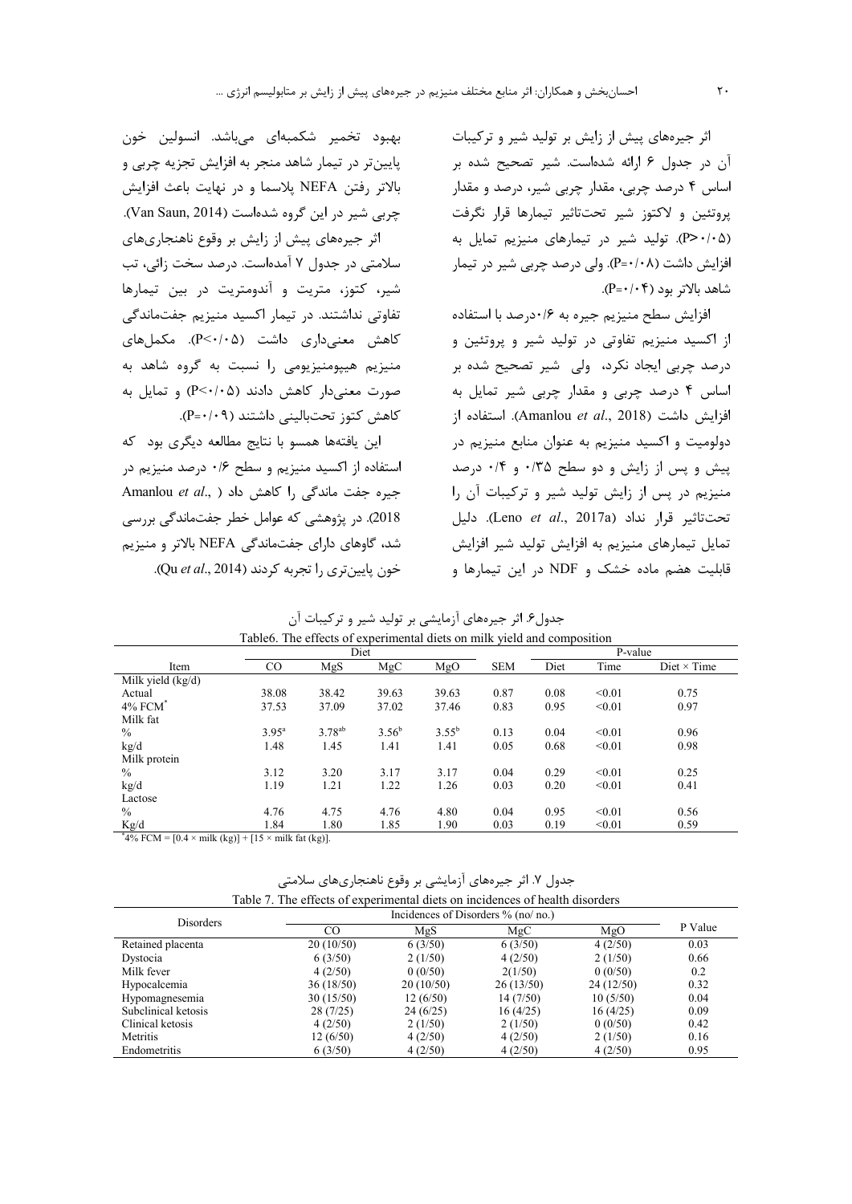اثر جیره‌های پیش از زایش بر تولید شیر و ترکیبات آن در جدول ۶ ارائه شده‌است. شیر تصحیح شده بر اساس ۴ درصد چربی، مقدار چربی شیر، درصد و مقدار پروتئین و لاکتوز شیر تحت‌تاثیر تیمارها قرار نگرفت (P>۰/۰۵). تولید شیر در تیمارهای منیزیم تمایل به افزایش داشت (P=۰/۰۸). ولی درصد چربی شیر در تیمار شاهد بالاتر بود (P=۰/۰۴).

افزایش سطح منیزیم جیره به ۰/۶درصد با استفاده از اکسید منیزیم تفاوتی در تولید شیر و پروتئین و درصد چربی ایجاد نکرد، ولی شیر تصحیح شده بر اساس ۴ درصد چربی و مقدار چربی شیر تمایل به افزایش داشت (Amanlou *et al*., 2018). استفاده از دولومیت و اکسید منیزیم به عنوان منابع منیزیم در پیش و پس از زایش و دو سطح ۰/۳۵ و ۰/۴ درصد منیزیم در پس از زایش تولید شیر و ترکیبات آن را تحت‌تاثیر قرار نداد (Leno *et al*., 2017a). دلیل تمایل تیمارهای منیزیم به افزایش تولید شیر افزایش قابلیت هضم ماده خشک و NDF در این تیمارها و بهبود تخمیر شکمبه‌ای می‌باشد. انسولین خون پایین‌تر در تیمار شاهد منجر به افزایش تجزیه چربی و بالاتر رفتن NEFA پلاسما و در نهایت باعث افزایش چربی شیر در این گروه شده‌است (Van Saun, 2014).

اثر جیره‌های پیش از زایش بر وقوع ناهنجاری‌های سلامتی در جدول ۷ آمده‌است. درصد سخت زائی، تب شیر، کتوز، متریت و آندومتریت در بین تیمارها تفاوتی نداشتند. در تیمار اکسید منیزیم جفت‌ماندگی کاهش معنی‌داری داشت (P<۰/۰۵). مکمل‌های منیزیم هیپومنیزیومی را نسبت به گروه شاهد به صورت معنی‌دار کاهش دادند (P<۰/۰۵) و تمایل به کاهش کتوز تحت‌بالینی داشتند (P=۰/۰۹).

این یافته‌ها همسو با نتایج مطالعه دیگری بود که استفاده از اکسید منیزیم و سطح ۰/۶ درصد منیزیم در جیره جفت ماندگی را کاهش داد (Amanlou *et al*., 2018). در پژوهشی که عوامل خطر جفت‌ماندگی بررسی شد، گاوهای دارای جفت‌ماندگی NEFA بالاتر و منیزیم خون پایین‌تری را تجربه کردند (Qu *et al*., 2014).

جدول۶. اثر جیره‌های آزمایشی بر تولید شیر و ترکیبات آن

Table6. The effects of experimental diets on milk yield and composition

| Item | Diet | | | | SEM | P-value | | |
|---|---|---|---|---|---|---|---|---|
| | CO | MgS | MgC | MgO | | Diet | Time | Diet × Time |
| Milk yield (kg/d) | | | | | | | | |
| Actual | 38.08 | 38.42 | 39.63 | 39.63 | 0.87 | 0.08 | <0.01 | 0.75 |
| 4% FCM* | 37.53 | 37.09 | 37.02 | 37.46 | 0.83 | 0.95 | <0.01 | 0.97 |
| Milk fat | | | | | | | | |
| % | 3.95[a] | 3.78[ab] | 3.56[b] | 3.55[b] | 0.13 | 0.04 | <0.01 | 0.96 |
| kg/d | 1.48 | 1.45 | 1.41 | 1.41 | 0.05 | 0.68 | <0.01 | 0.98 |
| Milk protein | | | | | | | | |
| % | 3.12 | 3.20 | 3.17 | 3.17 | 0.04 | 0.29 | <0.01 | 0.25 |
| kg/d | 1.19 | 1.21 | 1.22 | 1.26 | 0.03 | 0.20 | <0.01 | 0.41 |
| Lactose | | | | | | | | |
| % | 4.76 | 4.75 | 4.76 | 4.80 | 0.04 | 0.95 | <0.01 | 0.56 |
| Kg/d | 1.84 | 1.80 | 1.85 | 1.90 | 0.03 | 0.19 | <0.01 | 0.59 |

*4% FCM = [0.4 × milk (kg)] + [15 × milk fat (kg)].

جدول ۷. اثر جیره‌های آزمایشی بر وقوع ناهنجاری‌های سلامتی

Table 7. The effects of experimental diets on incidences of health disorders

| Disorders | Incidences of Disorders % (no/ no.) | | | | P Value |
|---|---|---|---|---|---|
| | CO | MgS | MgC | MgO | |
| Retained placenta | 20 (10/50) | 6 (3/50) | 6 (3/50) | 4 (2/50) | 0.03 |
| Dystocia | 6 (3/50) | 2 (1/50) | 4 (2/50) | 2 (1/50) | 0.66 |
| Milk fever | 4 (2/50) | 0 (0/50) | 2(1/50) | 0 (0/50) | 0.2 |
| Hypocalcemia | 36 (18/50) | 20 (10/50) | 26 (13/50) | 24 (12/50) | 0.32 |
| Hypomagnesemia | 30 (15/50) | 12 (6/50) | 14 (7/50) | 10 (5/50) | 0.04 |
| Subclinical ketosis | 28 (7/25) | 24 (6/25) | 16 (4/25) | 16 (4/25) | 0.09 |
| Clinical ketosis | 4 (2/50) | 2 (1/50) | 2 (1/50) | 0 (0/50) | 0.42 |
| Metritis | 12 (6/50) | 4 (2/50) | 4 (2/50) | 2 (1/50) | 0.16 |
| Endometritis | 6 (3/50) | 4 (2/50) | 4 (2/50) | 4 (2/50) | 0.95 |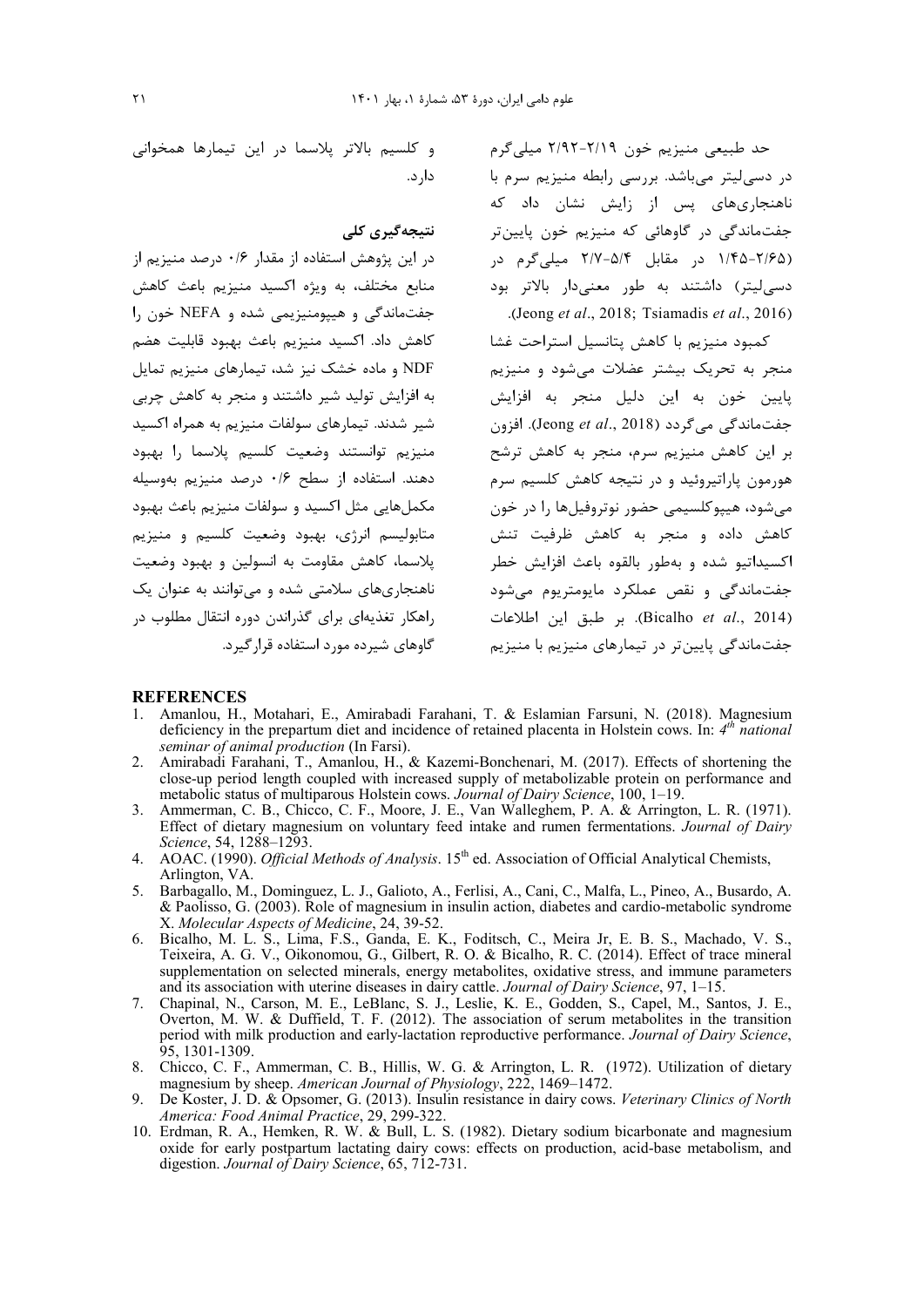حد طبیعی منیزیم خون ۲/۱۹-۲/۹۲ میلی‌گرم در دسی‌لیتر می‌باشد. بررسی رابطه منیزیم سرم با ناهنجاری‌های پس از زایش نشان داد که جفت‌ماندگی در گاوهائی که منیزیم خون پایین‌تر (۱/۴۵-۲/۶۵ در مقابل ۲/۷-۵/۴ میلی‌گرم در دسی‌لیتر) داشتند به طور معنی‌دار بالاتر بود (Jeong *et al*., 2018; Tsiamadis *et al*., 2016).

کمبود منیزیم با کاهش پتانسیل استراحت غشا منجر به تحریک بیشتر عضلات می‌شود و منیزیم پایین خون به این دلیل منجر به افزایش جفت‌ماندگی می‌گردد (Jeong *et al*., 2018). افزون بر این کاهش منیزیم سرم، منجر به کاهش ترشح هورمون پاراتیروئید و در نتیجه کاهش کلسیم سرم می‌شود، هیپوکلسیمی حضور نوتروفیل‌ها را در خون کاهش داده و منجر به کاهش ظرفیت تنش اکسیداتیو شده و به‌طور بالقوه باعث افزایش خطر جفت‌ماندگی و نقص عملکرد مایومتریوم می‌شود (Bicalho *et al*., 2014). بر طبق این اطلاعات جفت‌ماندگی پایین‌تر در تیمارهای منیزیم با منیزیم و کلسیم بالاتر پلاسما در این تیمارها همخوانی دارد.

## نتیجه‌گیری کلی

در این پژوهش استفاده از مقدار ۰/۶ درصد منیزیم از منابع مختلف، به ویژه اکسید منیزیم باعث کاهش جفت‌ماندگی و هیپومنیزیمی شده و NEFA خون را کاهش داد. اکسید منیزیم باعث بهبود قابلیت هضم NDF و ماده خشک نیز شد، تیمارهای منیزیم تمایل به افزایش تولید شیر داشتند و منجر به کاهش چربی شیر شدند. تیمارهای سولفات منیزیم به همراه اکسید منیزیم توانستند وضعیت کلسیم پلاسما را بهبود دهند. استفاده از سطح ۰/۶ درصد منیزیم به‌وسیله مکمل‌هایی مثل اکسید و سولفات منیزیم باعث بهبود متابولیسم انرژی، بهبود وضعیت کلسیم و منیزیم پلاسما، کاهش مقاومت به انسولین و بهبود وضعیت ناهنجاری‌های سلامتی شده و می‌توانند به عنوان یک راهکار تغذیه‌ای برای گذراندن دوره انتقال مطلوب در گاوهای شیرده مورد استفاده قرارگیرد.

## REFERENCES

1. Amanlou, H., Motahari, E., Amirabadi Farahani, T. & Eslamian Farsuni, N. (2018). Magnesium deficiency in the prepartum diet and incidence of retained placenta in Holstein cows. In: *4th national seminar of animal production* (In Farsi).
2. Amirabadi Farahani, T., Amanlou, H., & Kazemi-Bonchenari, M. (2017). Effects of shortening the close-up period length coupled with increased supply of metabolizable protein on performance and metabolic status of multiparous Holstein cows. *Journal of Dairy Science*, 100, 1–19.
3. Ammerman, C. B., Chicco, C. F., Moore, J. E., Van Walleghem, P. A. & Arrington, L. R. (1971). Effect of dietary magnesium on voluntary feed intake and rumen fermentations. *Journal of Dairy Science*, 54, 1288–1293.
4. AOAC. (1990). *Official Methods of Analysis*. 15th ed. Association of Official Analytical Chemists, Arlington, VA.
5. Barbagallo, M., Dominguez, L. J., Galioto, A., Ferlisi, A., Cani, C., Malfa, L., Pineo, A., Busardo, A. & Paolisso, G. (2003). Role of magnesium in insulin action, diabetes and cardio-metabolic syndrome X. *Molecular Aspects of Medicine*, 24, 39-52.
6. Bicalho, M. L. S., Lima, F.S., Ganda, E. K., Foditsch, C., Meira Jr, E. B. S., Machado, V. S., Teixeira, A. G. V., Oikonomou, G., Gilbert, R. O. & Bicalho, R. C. (2014). Effect of trace mineral supplementation on selected minerals, energy metabolites, oxidative stress, and immune parameters and its association with uterine diseases in dairy cattle. *Journal of Dairy Science*, 97, 1–15.
7. Chapinal, N., Carson, M. E., LeBlanc, S. J., Leslie, K. E., Godden, S., Capel, M., Santos, J. E., Overton, M. W. & Duffield, T. F. (2012). The association of serum metabolites in the transition period with milk production and early-lactation reproductive performance. *Journal of Dairy Science*, 95, 1301-1309.
8. Chicco, C. F., Ammerman, C. B., Hillis, W. G. & Arrington, L. R. (1972). Utilization of dietary magnesium by sheep. *American Journal of Physiology*, 222, 1469–1472.
9. De Koster, J. D. & Opsomer, G. (2013). Insulin resistance in dairy cows. *Veterinary Clinics of North America: Food Animal Practice*, 29, 299-322.
10. Erdman, R. A., Hemken, R. W. & Bull, L. S. (1982). Dietary sodium bicarbonate and magnesium oxide for early postpartum lactating dairy cows: effects on production, acid-base metabolism, and digestion. *Journal of Dairy Science*, 65, 712-731.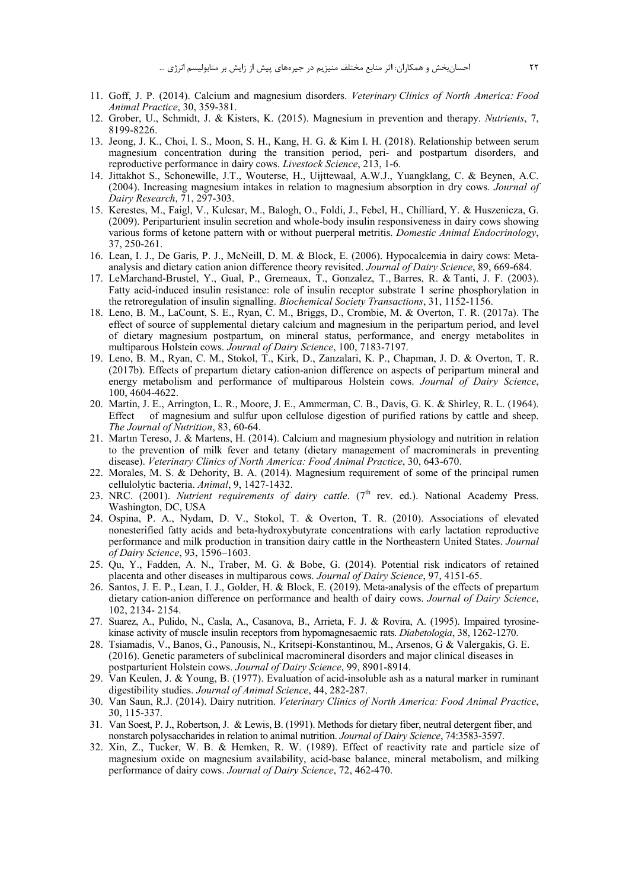11. Goff, J. P. (2014). Calcium and magnesium disorders. *Veterinary Clinics of North America: Food Animal Practice*, 30, 359-381.
12. Grober, U., Schmidt, J. & Kisters, K. (2015). Magnesium in prevention and therapy. *Nutrients*, 7, 8199-8226.
13. Jeong, J. K., Choi, I. S., Moon, S. H., Kang, H. G. & Kim I. H. (2018). Relationship between serum magnesium concentration during the transition period, peri- and postpartum disorders, and reproductive performance in dairy cows. *Livestock Science*, 213, 1-6.
14. Jittakhot S., Schonewille, J.T., Wouterse, H., Uijttewaal, A.W.J., Yuangklang, C. & Beynen, A.C. (2004). Increasing magnesium intakes in relation to magnesium absorption in dry cows. *Journal of Dairy Research*, 71, 297-303.
15. Kerestes, M., Faigl, V., Kulcsar, M., Balogh, O., Foldi, J., Febel, H., Chilliard, Y. & Huszenicza, G. (2009). Periparturient insulin secretion and whole-body insulin responsiveness in dairy cows showing various forms of ketone pattern with or without puerperal metritis. *Domestic Animal Endocrinology*, 37, 250-261.
16. Lean, I. J., De Garis, P. J., McNeill, D. M. & Block, E. (2006). Hypocalcemia in dairy cows: Meta-analysis and dietary cation anion difference theory revisited. *Journal of Dairy Science*, 89, 669-684.
17. LeMarchand-Brustel, Y., Gual, P., Gremeaux, T., Gonzalez, T., Barres, R. & Tanti, J. F. (2003). Fatty acid-induced insulin resistance: role of insulin receptor substrate 1 serine phosphorylation in the retroregulation of insulin signalling. *Biochemical Society Transactions*, 31, 1152-1156.
18. Leno, B. M., LaCount, S. E., Ryan, C. M., Briggs, D., Crombie, M. & Overton, T. R. (2017a). The effect of source of supplemental dietary calcium and magnesium in the peripartum period, and level of dietary magnesium postpartum, on mineral status, performance, and energy metabolites in multiparous Holstein cows. *Journal of Dairy Science*, 100, 7183-7197.
19. Leno, B. M., Ryan, C. M., Stokol, T., Kirk, D., Zanzalari, K. P., Chapman, J. D. & Overton, T. R. (2017b). Effects of prepartum dietary cation-anion difference on aspects of peripartum mineral and energy metabolism and performance of multiparous Holstein cows. *Journal of Dairy Science*, 100, 4604-4622.
20. Martin, J. E., Arrington, L. R., Moore, J. E., Ammerman, C. B., Davis, G. K. & Shirley, R. L. (1964). Effect of magnesium and sulfur upon cellulose digestion of purified rations by cattle and sheep. *The Journal of Nutrition*, 83, 60-64.
21. Martın Tereso, J. & Martens, H. (2014). Calcium and magnesium physiology and nutrition in relation to the prevention of milk fever and tetany (dietary management of macrominerals in preventing disease). *Veterinary Clinics of North America: Food Animal Practice*, 30, 643-670.
22. Morales, M. S. & Dehority, B. A. (2014). Magnesium requirement of some of the principal rumen cellulolytic bacteria. *Animal*, 9, 1427-1432.
23. NRC. (2001). *Nutrient requirements of dairy cattle*. (7th rev. ed.). National Academy Press. Washington, DC, USA
24. Ospina, P. A., Nydam, D. V., Stokol, T. & Overton, T. R. (2010). Associations of elevated nonesterified fatty acids and beta-hydroxybutyrate concentrations with early lactation reproductive performance and milk production in transition dairy cattle in the Northeastern United States. *Journal of Dairy Science*, 93, 1596–1603.
25. Qu, Y., Fadden, A. N., Traber, M. G. & Bobe, G. (2014). Potential risk indicators of retained placenta and other diseases in multiparous cows. *Journal of Dairy Science*, 97, 4151-65.
26. Santos, J. E. P., Lean, I. J., Golder, H. & Block, E. (2019). Meta-analysis of the effects of prepartum dietary cation-anion difference on performance and health of dairy cows. *Journal of Dairy Science*, 102, 2134- 2154.
27. Suarez, A., Pulido, N., Casla, A., Casanova, B., Arrieta, F. J. & Rovira, A. (1995). Impaired tyrosine-kinase activity of muscle insulin receptors from hypomagnesaemic rats. *Diabetologia*, 38, 1262-1270.
28. Tsiamadis, V., Banos, G., Panousis, N., Kritsepi-Konstantinou, M., Arsenos, G & Valergakis, G. E. (2016). Genetic parameters of subclinical macromineral disorders and major clinical diseases in postparturient Holstein cows. *Journal of Dairy Science*, 99, 8901-8914.
29. Van Keulen, J. & Young, B. (1977). Evaluation of acid-insoluble ash as a natural marker in ruminant digestibility studies. *Journal of Animal Science*, 44, 282-287.
30. Van Saun, R.J. (2014). Dairy nutrition. *Veterinary Clinics of North America: Food Animal Practice*, 30, 115-337.
31. Van Soest, P. J., Robertson, J. & Lewis, B. (1991). Methods for dietary fiber, neutral detergent fiber, and nonstarch polysaccharides in relation to animal nutrition. *Journal of Dairy Science*, 74:3583-3597.
32. Xin, Z., Tucker, W. B. & Hemken, R. W. (1989). Effect of reactivity rate and particle size of magnesium oxide on magnesium availability, acid-base balance, mineral metabolism, and milking performance of dairy cows. *Journal of Dairy Science*, 72, 462-470.